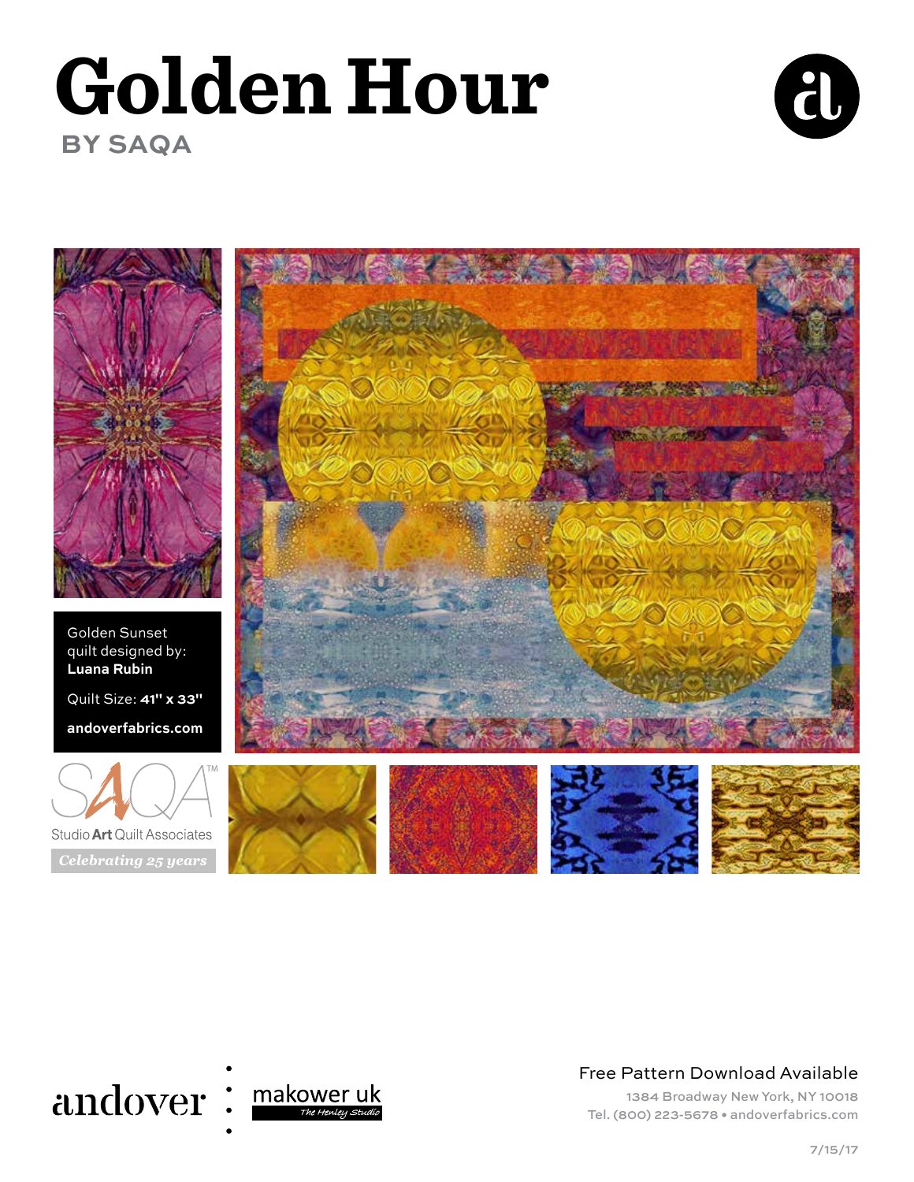# Golden Hour

## BY SAQA

Golden Sunset
quilt designed by:
**Luana Rubin**

Quilt Size: **41" x 33"**

**andoverfabrics.com**

Studio Art Quilt Associates

*Celebrating 25 years*

andover makower uk The Henley Studio

Free Pattern Download Available

1384 Broadway New York, NY 10018
Tel. (800) 223-5678 • andoverfabrics.com

7/15/17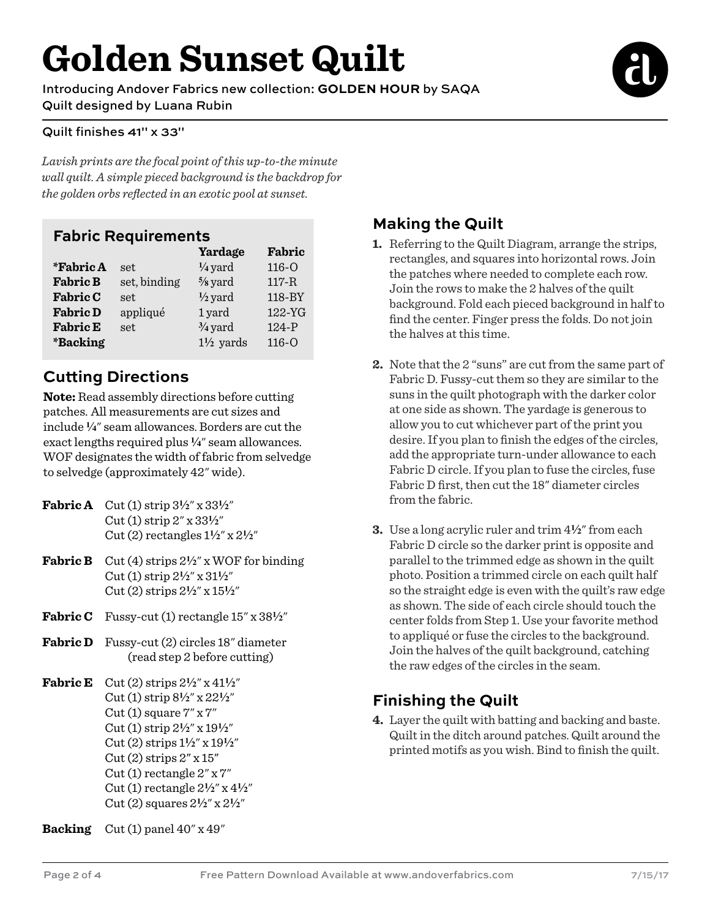# Golden Sunset Quilt

Introducing Andover Fabrics new collection: **GOLDEN HOUR** by SAQA

Quilt designed by Luana Rubin

Quilt finishes 41" x 33"

*Lavish prints are the focal point of this up-to-the minute wall quilt. A simple pieced background is the backdrop for the golden orbs reflected in an exotic pool at sunset.*

## Fabric Requirements

| | | Yardage | Fabric |
|---|---|---|---|
| ***Fabric A** | set | ¼ yard | 116-O |
| **Fabric B** | set, binding | ⅝ yard | 117-R |
| **Fabric C** | set | ½ yard | 118-BY |
| **Fabric D** | appliqué | 1 yard | 122-YG |
| **Fabric E** | set | ¾ yard | 124-P |
| ***Backing** | | 1½ yards | 116-O |

## Cutting Directions

**Note:** Read assembly directions before cutting patches. All measurements are cut sizes and include ¼" seam allowances. Borders are cut the exact lengths required plus ¼" seam allowances. WOF designates the width of fabric from selvedge to selvedge (approximately 42" wide).

**Fabric A**
- Cut (1) strip 3½" x 33½"
- Cut (1) strip 2" x 33½"
- Cut (2) rectangles 1½" x 2½"

**Fabric B**
- Cut (4) strips 2½" x WOF for binding
- Cut (1) strip 2½" x 31½"
- Cut (2) strips 2½" x 15½"

**Fabric C**
- Fussy-cut (1) rectangle 15" x 38½"

**Fabric D**
- Fussy-cut (2) circles 18" diameter (read step 2 before cutting)

**Fabric E**
- Cut (2) strips 2½" x 41½"
- Cut (1) strip 8½" x 22½"
- Cut (1) square 7" x 7"
- Cut (1) strip 2½" x 19½"
- Cut (2) strips 1½" x 19½"
- Cut (2) strips 2" x 15"
- Cut (1) rectangle 2" x 7"
- Cut (1) rectangle 2½" x 4½"
- Cut (2) squares 2½" x 2½"

**Backing**
- Cut (1) panel 40" x 49"

## Making the Quilt

**1.** Referring to the Quilt Diagram, arrange the strips, rectangles, and squares into horizontal rows. Join the patches where needed to complete each row. Join the rows to make the 2 halves of the quilt background. Fold each pieced background in half to find the center. Finger press the folds. Do not join the halves at this time.

**2.** Note that the 2 "suns" are cut from the same part of Fabric D. Fussy-cut them so they are similar to the suns in the quilt photograph with the darker color at one side as shown. The yardage is generous to allow you to cut whichever part of the print you desire. If you plan to finish the edges of the circles, add the appropriate turn-under allowance to each Fabric D circle. If you plan to fuse the circles, fuse Fabric D first, then cut the 18" diameter circles from the fabric.

**3.** Use a long acrylic ruler and trim 4½" from each Fabric D circle so the darker print is opposite and parallel to the trimmed edge as shown in the quilt photo. Position a trimmed circle on each quilt half so the straight edge is even with the quilt's raw edge as shown. The side of each circle should touch the center folds from Step 1. Use your favorite method to appliqué or fuse the circles to the background. Join the halves of the quilt background, catching the raw edges of the circles in the seam.

## Finishing the Quilt

**4.** Layer the quilt with batting and backing and baste. Quilt in the ditch around patches. Quilt around the printed motifs as you wish. Bind to finish the quilt.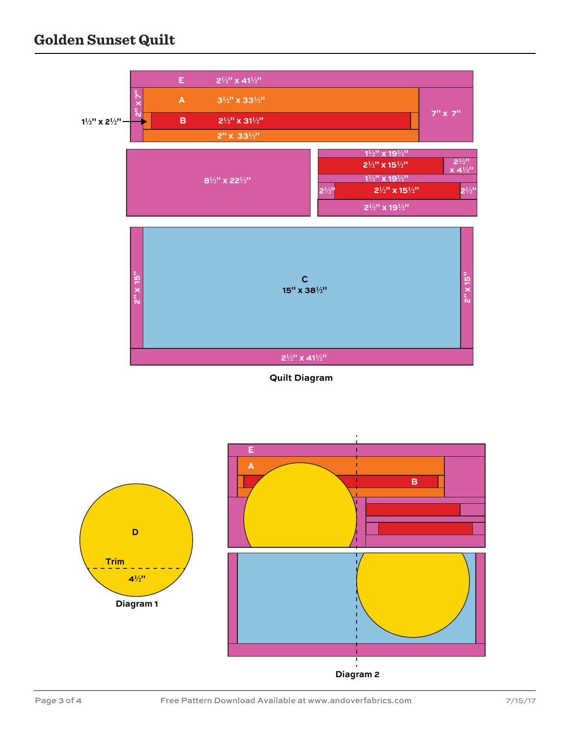# Golden Sunset Quilt

E 2½" x 41½"

2" x 7"

A 3½" x 33½"

1½" x 2½"

B 2½" x 31½"

7" x 7"

2" x 33½"

8½" x 22½"

1½" x 19½"

2½" x 15½"

2½" x 4½"

1½" x 19½"

2½"

2½" x 15½"

2½"

2½" x 19½"

2" x 15"

C
15" x 38½"

2" x 15"

2½" x 41½"

Quilt Diagram

D

Trim

4½"

Diagram 1

E

A

B

Diagram 2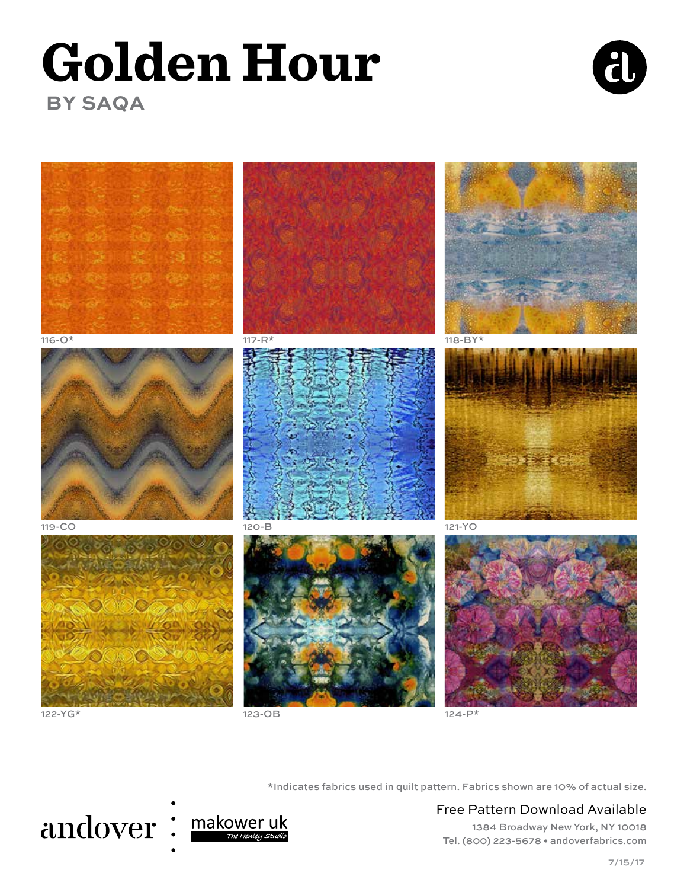# Golden Hour

## BY SAQA

116-O*

117-R*

118-BY*

119-CO

120-B

121-YO

122-YG*

123-OB

124-P*

*Indicates fabrics used in quilt pattern. Fabrics shown are 10% of actual size.

andover

makower uk

The Henley Studio

Free Pattern Download Available

1384 Broadway New York, NY 10018

Tel. (800) 223-5678 • andoverfabrics.com

7/15/17